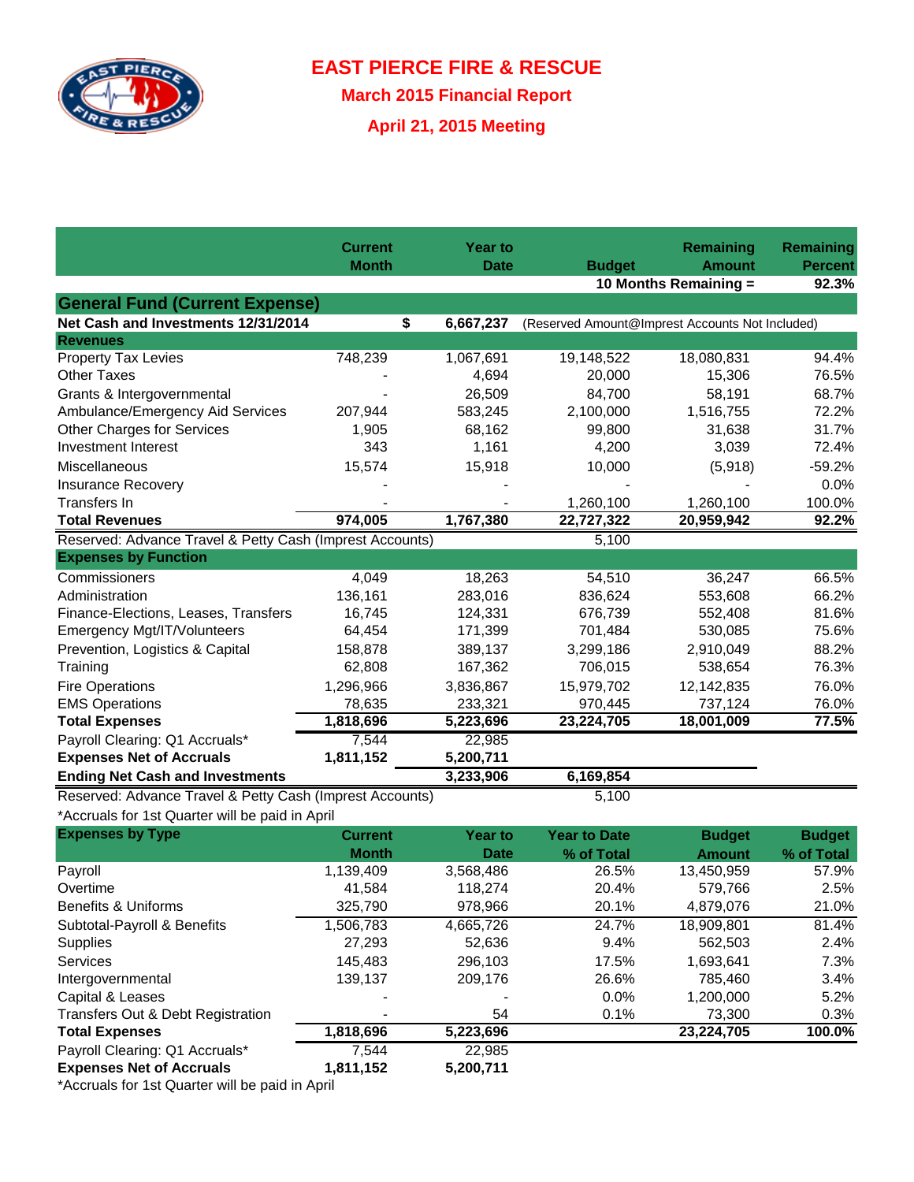# EAST PIERCE FIRE & RESCUE

## March 2015 Financial Report

## April 21, 2015 Meeting

| | Current Month | Year to Date | Budget | Remaining Amount | Remaining Percent |
|---|---|---|---|---|---|
| | | | 10 Months Remaining = | | 92.3% |
| **General Fund (Current Expense)** | | | | | |
| **Net Cash and Investments 12/31/2014** | **$** | **6,667,237** | (Reserved Amount@Imprest Accounts Not Included) | | |
| **Revenues** | | | | | |
| Property Tax Levies | 748,239 | 1,067,691 | 19,148,522 | 18,080,831 | 94.4% |
| Other Taxes | - | 4,694 | 20,000 | 15,306 | 76.5% |
| Grants & Intergovernmental | - | 26,509 | 84,700 | 58,191 | 68.7% |
| Ambulance/Emergency Aid Services | 207,944 | 583,245 | 2,100,000 | 1,516,755 | 72.2% |
| Other Charges for Services | 1,905 | 68,162 | 99,800 | 31,638 | 31.7% |
| Investment Interest | 343 | 1,161 | 4,200 | 3,039 | 72.4% |
| Miscellaneous | 15,574 | 15,918 | 10,000 | (5,918) | -59.2% |
| Insurance Recovery | - | - | - | - | 0.0% |
| Transfers In | - | - | 1,260,100 | 1,260,100 | 100.0% |
| **Total Revenues** | **974,005** | **1,767,380** | **22,727,322** | **20,959,942** | **92.2%** |
| Reserved: Advance Travel & Petty Cash (Imprest Accounts) | | | 5,100 | | |
| **Expenses by Function** | | | | | |
| Commissioners | 4,049 | 18,263 | 54,510 | 36,247 | 66.5% |
| Administration | 136,161 | 283,016 | 836,624 | 553,608 | 66.2% |
| Finance-Elections, Leases, Transfers | 16,745 | 124,331 | 676,739 | 552,408 | 81.6% |
| Emergency Mgt/IT/Volunteers | 64,454 | 171,399 | 701,484 | 530,085 | 75.6% |
| Prevention, Logistics & Capital | 158,878 | 389,137 | 3,299,186 | 2,910,049 | 88.2% |
| Training | 62,808 | 167,362 | 706,015 | 538,654 | 76.3% |
| Fire Operations | 1,296,966 | 3,836,867 | 15,979,702 | 12,142,835 | 76.0% |
| EMS Operations | 78,635 | 233,321 | 970,445 | 737,124 | 76.0% |
| **Total Expenses** | **1,818,696** | **5,223,696** | **23,224,705** | **18,001,009** | **77.5%** |
| Payroll Clearing: Q1 Accruals* | 7,544 | 22,985 | | | |
| **Expenses Net of Accruals** | **1,811,152** | **5,200,711** | | | |
| **Ending Net Cash and Investments** | | **3,233,906** | **6,169,854** | | |
| Reserved: Advance Travel & Petty Cash (Imprest Accounts) | | | 5,100 | | |

*Accruals for 1st Quarter will be paid in April

| **Expenses by Type** | Current Month | Year to Date | Year to Date % of Total | Budget Amount | Budget % of Total |
|---|---|---|---|---|---|
| Payroll | 1,139,409 | 3,568,486 | 26.5% | 13,450,959 | 57.9% |
| Overtime | 41,584 | 118,274 | 20.4% | 579,766 | 2.5% |
| Benefits & Uniforms | 325,790 | 978,966 | 20.1% | 4,879,076 | 21.0% |
| Subtotal-Payroll & Benefits | 1,506,783 | 4,665,726 | 24.7% | 18,909,801 | 81.4% |
| Supplies | 27,293 | 52,636 | 9.4% | 562,503 | 2.4% |
| Services | 145,483 | 296,103 | 17.5% | 1,693,641 | 7.3% |
| Intergovernmental | 139,137 | 209,176 | 26.6% | 785,460 | 3.4% |
| Capital & Leases | - | - | 0.0% | 1,200,000 | 5.2% |
| Transfers Out & Debt Registration | - | 54 | 0.1% | 73,300 | 0.3% |
| **Total Expenses** | **1,818,696** | **5,223,696** | | **23,224,705** | **100.0%** |
| Payroll Clearing: Q1 Accruals* | 7,544 | 22,985 | | | |
| **Expenses Net of Accruals** | **1,811,152** | **5,200,711** | | | |

*Accruals for 1st Quarter will be paid in April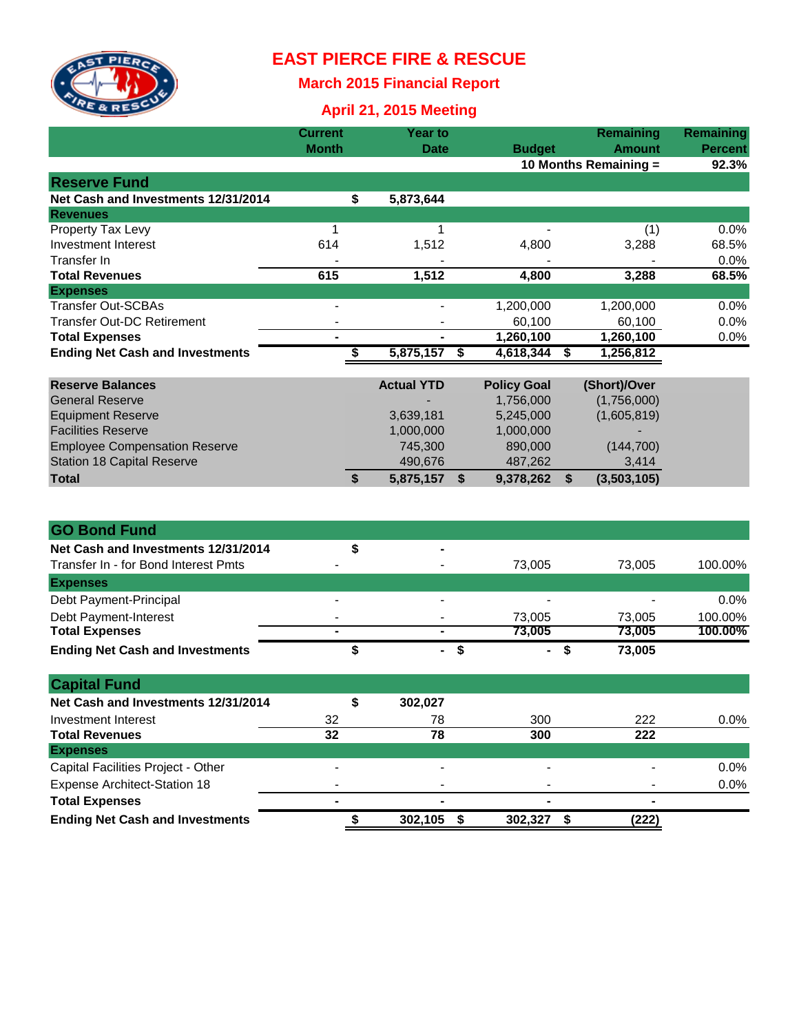# EAST PIERCE FIRE & RESCUE

## March 2015 Financial Report

## April 21, 2015 Meeting

| | Current Month | Year to Date | Budget | Remaining Amount | Remaining Percent |
|---|---|---|---|---|---|
| | | | 10 Months Remaining = | | 92.3% |
| **Reserve Fund** | | | | | |
| **Net Cash and Investments 12/31/2014** | | $ 5,873,644 | | | |
| **Revenues** | | | | | |
| Property Tax Levy | 1 | 1 | - | (1) | 0.0% |
| Investment Interest | 614 | 1,512 | 4,800 | 3,288 | 68.5% |
| Transfer In | - | - | - | - | 0.0% |
| **Total Revenues** | **615** | **1,512** | **4,800** | **3,288** | **68.5%** |
| **Expenses** | | | | | |
| Transfer Out-SCBAs | - | - | 1,200,000 | 1,200,000 | 0.0% |
| Transfer Out-DC Retirement | - | - | 60,100 | 60,100 | 0.0% |
| **Total Expenses** | **-** | **-** | **1,260,100** | **1,260,100** | 0.0% |
| **Ending Net Cash and Investments** | | **$ 5,875,157** | **$ 4,618,344** | **$ 1,256,812** | |

| Reserve Balances | Actual YTD | Policy Goal | (Short)/Over |
|---|---|---|---|
| General Reserve | - | 1,756,000 | (1,756,000) |
| Equipment Reserve | 3,639,181 | 5,245,000 | (1,605,819) |
| Facilities Reserve | 1,000,000 | 1,000,000 | - |
| Employee Compensation Reserve | 745,300 | 890,000 | (144,700) |
| Station 18 Capital Reserve | 490,676 | 487,262 | 3,414 |
| **Total** | **$ 5,875,157** | **$ 9,378,262** | **$ (3,503,105)** |

| | Current Month | Year to Date | Budget | Remaining Amount | Remaining Percent |
|---|---|---|---|---|---|
| **GO Bond Fund** | | | | | |
| **Net Cash and Investments 12/31/2014** | $ | - | | | |
| Transfer In - for Bond Interest Pmts | - | - | 73,005 | 73,005 | 100.00% |
| **Expenses** | | | | | |
| Debt Payment-Principal | - | - | - | - | 0.0% |
| Debt Payment-Interest | - | - | 73,005 | 73,005 | 100.00% |
| **Total Expenses** | **-** | **-** | **73,005** | **73,005** | **100.00%** |
| **Ending Net Cash and Investments** | $ | - | $ - | $ 73,005 | |

| | Current Month | Year to Date | Budget | Remaining Amount | Remaining Percent |
|---|---|---|---|---|---|
| **Capital Fund** | | | | | |
| **Net Cash and Investments 12/31/2014** | | $ 302,027 | | | |
| Investment Interest | 32 | 78 | 300 | 222 | 0.0% |
| **Total Revenues** | **32** | **78** | **300** | **222** | |
| **Expenses** | | | | | |
| Capital Facilities Project - Other | - | - | - | - | 0.0% |
| Expense Architect-Station 18 | - | - | - | - | 0.0% |
| **Total Expenses** | **-** | **-** | **-** | **-** | |
| **Ending Net Cash and Investments** | | **$ 302,105** | **$ 302,327** | **$ (222)** | |